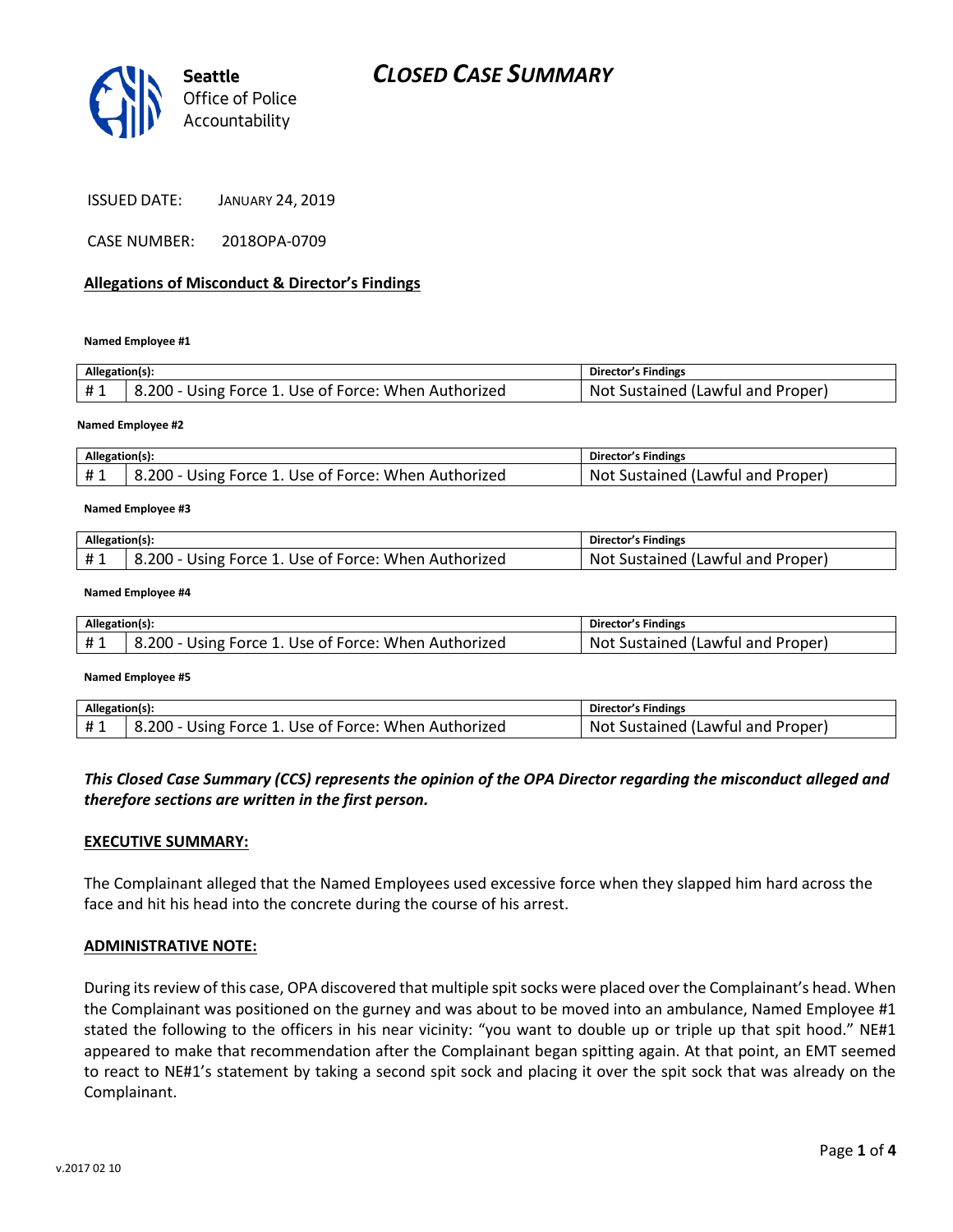Seattle
Office of Police
Accountability

# CLOSED CASE SUMMARY

ISSUED DATE: JANUARY 24, 2019

CASE NUMBER: 2018OPA-0709

**Allegations of Misconduct & Director's Findings**

**Named Employee #1**

| Allegation(s): | | Director's Findings |
|---|---|---|
| # 1 | 8.200 - Using Force 1. Use of Force: When Authorized | Not Sustained (Lawful and Proper) |

**Named Employee #2**

| Allegation(s): | | Director's Findings |
|---|---|---|
| # 1 | 8.200 - Using Force 1. Use of Force: When Authorized | Not Sustained (Lawful and Proper) |

**Named Employee #3**

| Allegation(s): | | Director's Findings |
|---|---|---|
| # 1 | 8.200 - Using Force 1. Use of Force: When Authorized | Not Sustained (Lawful and Proper) |

**Named Employee #4**

| Allegation(s): | | Director's Findings |
|---|---|---|
| # 1 | 8.200 - Using Force 1. Use of Force: When Authorized | Not Sustained (Lawful and Proper) |

**Named Employee #5**

| Allegation(s): | | Director's Findings |
|---|---|---|
| # 1 | 8.200 - Using Force 1. Use of Force: When Authorized | Not Sustained (Lawful and Proper) |

***This Closed Case Summary (CCS) represents the opinion of the OPA Director regarding the misconduct alleged and therefore sections are written in the first person.***

**EXECUTIVE SUMMARY:**

The Complainant alleged that the Named Employees used excessive force when they slapped him hard across the face and hit his head into the concrete during the course of his arrest.

**ADMINISTRATIVE NOTE:**

During its review of this case, OPA discovered that multiple spit socks were placed over the Complainant's head. When the Complainant was positioned on the gurney and was about to be moved into an ambulance, Named Employee #1 stated the following to the officers in his near vicinity: "you want to double up or triple up that spit hood." NE#1 appeared to make that recommendation after the Complainant began spitting again. At that point, an EMT seemed to react to NE#1's statement by taking a second spit sock and placing it over the spit sock that was already on the Complainant.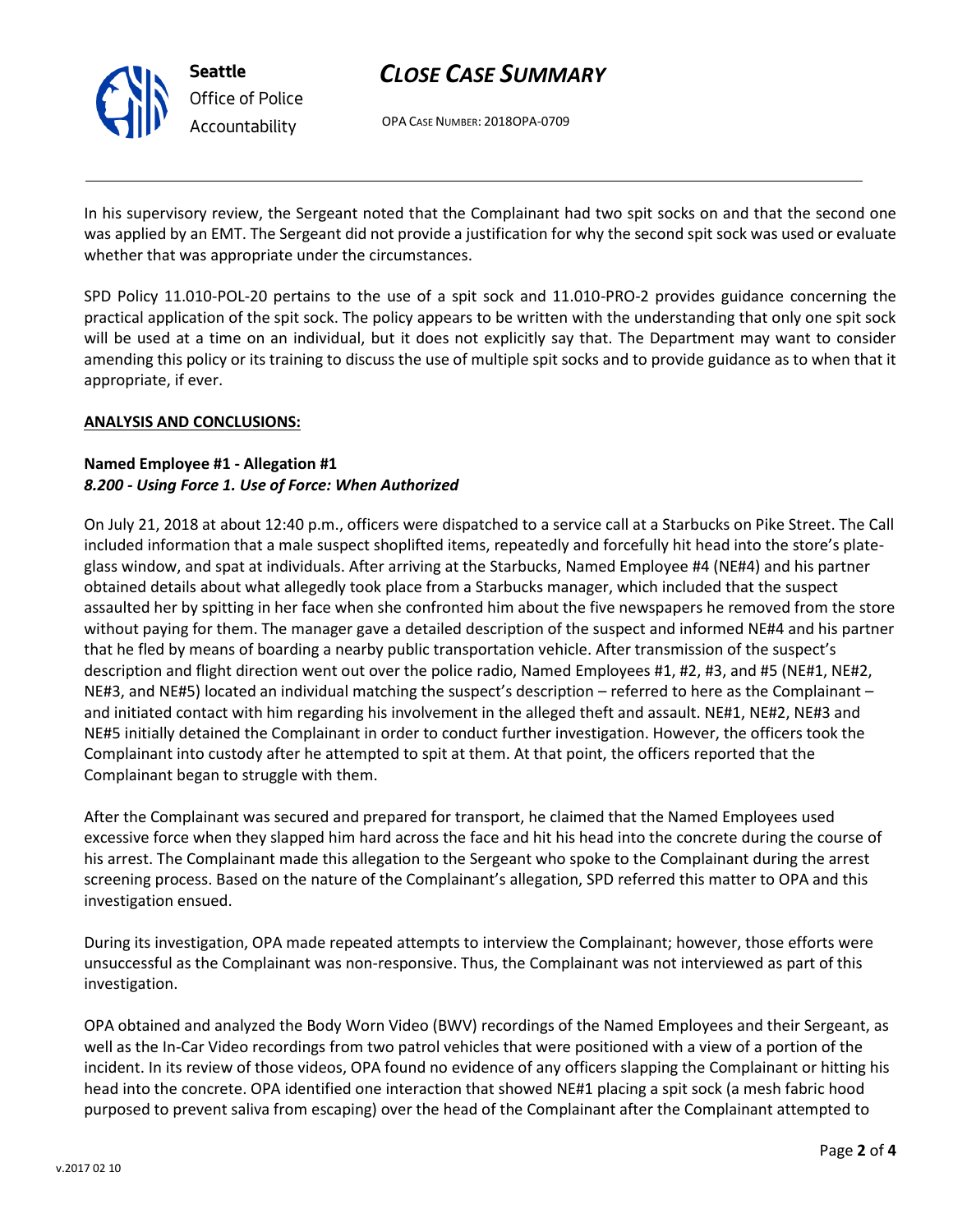In his supervisory review, the Sergeant noted that the Complainant had two spit socks on and that the second one was applied by an EMT. The Sergeant did not provide a justification for why the second spit sock was used or evaluate whether that was appropriate under the circumstances.

SPD Policy 11.010-POL-20 pertains to the use of a spit sock and 11.010-PRO-2 provides guidance concerning the practical application of the spit sock. The policy appears to be written with the understanding that only one spit sock will be used at a time on an individual, but it does not explicitly say that. The Department may want to consider amending this policy or its training to discuss the use of multiple spit socks and to provide guidance as to when that it appropriate, if ever.

**ANALYSIS AND CONCLUSIONS:**

**Named Employee #1 - Allegation #1**
***8.200 - Using Force 1. Use of Force: When Authorized***

On July 21, 2018 at about 12:40 p.m., officers were dispatched to a service call at a Starbucks on Pike Street. The Call included information that a male suspect shoplifted items, repeatedly and forcefully hit head into the store's plate-glass window, and spat at individuals. After arriving at the Starbucks, Named Employee #4 (NE#4) and his partner obtained details about what allegedly took place from a Starbucks manager, which included that the suspect assaulted her by spitting in her face when she confronted him about the five newspapers he removed from the store without paying for them. The manager gave a detailed description of the suspect and informed NE#4 and his partner that he fled by means of boarding a nearby public transportation vehicle. After transmission of the suspect's description and flight direction went out over the police radio, Named Employees #1, #2, #3, and #5 (NE#1, NE#2, NE#3, and NE#5) located an individual matching the suspect's description – referred to here as the Complainant – and initiated contact with him regarding his involvement in the alleged theft and assault. NE#1, NE#2, NE#3 and NE#5 initially detained the Complainant in order to conduct further investigation. However, the officers took the Complainant into custody after he attempted to spit at them. At that point, the officers reported that the Complainant began to struggle with them.

After the Complainant was secured and prepared for transport, he claimed that the Named Employees used excessive force when they slapped him hard across the face and hit his head into the concrete during the course of his arrest. The Complainant made this allegation to the Sergeant who spoke to the Complainant during the arrest screening process. Based on the nature of the Complainant's allegation, SPD referred this matter to OPA and this investigation ensued.

During its investigation, OPA made repeated attempts to interview the Complainant; however, those efforts were unsuccessful as the Complainant was non-responsive. Thus, the Complainant was not interviewed as part of this investigation.

OPA obtained and analyzed the Body Worn Video (BWV) recordings of the Named Employees and their Sergeant, as well as the In-Car Video recordings from two patrol vehicles that were positioned with a view of a portion of the incident. In its review of those videos, OPA found no evidence of any officers slapping the Complainant or hitting his head into the concrete. OPA identified one interaction that showed NE#1 placing a spit sock (a mesh fabric hood purposed to prevent saliva from escaping) over the head of the Complainant after the Complainant attempted to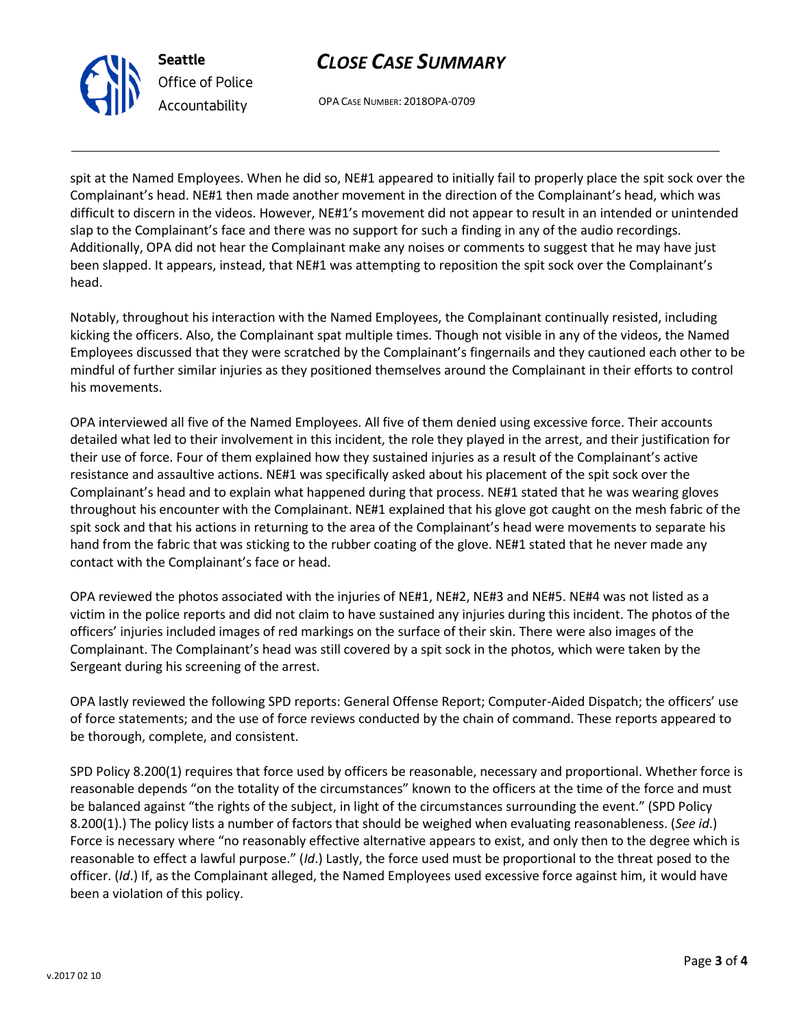spit at the Named Employees. When he did so, NE#1 appeared to initially fail to properly place the spit sock over the Complainant's head. NE#1 then made another movement in the direction of the Complainant's head, which was difficult to discern in the videos. However, NE#1's movement did not appear to result in an intended or unintended slap to the Complainant's face and there was no support for such a finding in any of the audio recordings. Additionally, OPA did not hear the Complainant make any noises or comments to suggest that he may have just been slapped. It appears, instead, that NE#1 was attempting to reposition the spit sock over the Complainant's head.

Notably, throughout his interaction with the Named Employees, the Complainant continually resisted, including kicking the officers. Also, the Complainant spat multiple times. Though not visible in any of the videos, the Named Employees discussed that they were scratched by the Complainant's fingernails and they cautioned each other to be mindful of further similar injuries as they positioned themselves around the Complainant in their efforts to control his movements.

OPA interviewed all five of the Named Employees. All five of them denied using excessive force. Their accounts detailed what led to their involvement in this incident, the role they played in the arrest, and their justification for their use of force. Four of them explained how they sustained injuries as a result of the Complainant's active resistance and assaultive actions. NE#1 was specifically asked about his placement of the spit sock over the Complainant's head and to explain what happened during that process. NE#1 stated that he was wearing gloves throughout his encounter with the Complainant. NE#1 explained that his glove got caught on the mesh fabric of the spit sock and that his actions in returning to the area of the Complainant's head were movements to separate his hand from the fabric that was sticking to the rubber coating of the glove. NE#1 stated that he never made any contact with the Complainant's face or head.

OPA reviewed the photos associated with the injuries of NE#1, NE#2, NE#3 and NE#5. NE#4 was not listed as a victim in the police reports and did not claim to have sustained any injuries during this incident. The photos of the officers' injuries included images of red markings on the surface of their skin. There were also images of the Complainant. The Complainant's head was still covered by a spit sock in the photos, which were taken by the Sergeant during his screening of the arrest.

OPA lastly reviewed the following SPD reports: General Offense Report; Computer-Aided Dispatch; the officers' use of force statements; and the use of force reviews conducted by the chain of command. These reports appeared to be thorough, complete, and consistent.

SPD Policy 8.200(1) requires that force used by officers be reasonable, necessary and proportional. Whether force is reasonable depends "on the totality of the circumstances" known to the officers at the time of the force and must be balanced against "the rights of the subject, in light of the circumstances surrounding the event." (SPD Policy 8.200(1).) The policy lists a number of factors that should be weighed when evaluating reasonableness. (*See id*.) Force is necessary where "no reasonably effective alternative appears to exist, and only then to the degree which is reasonable to effect a lawful purpose." (*Id*.) Lastly, the force used must be proportional to the threat posed to the officer. (*Id*.) If, as the Complainant alleged, the Named Employees used excessive force against him, it would have been a violation of this policy.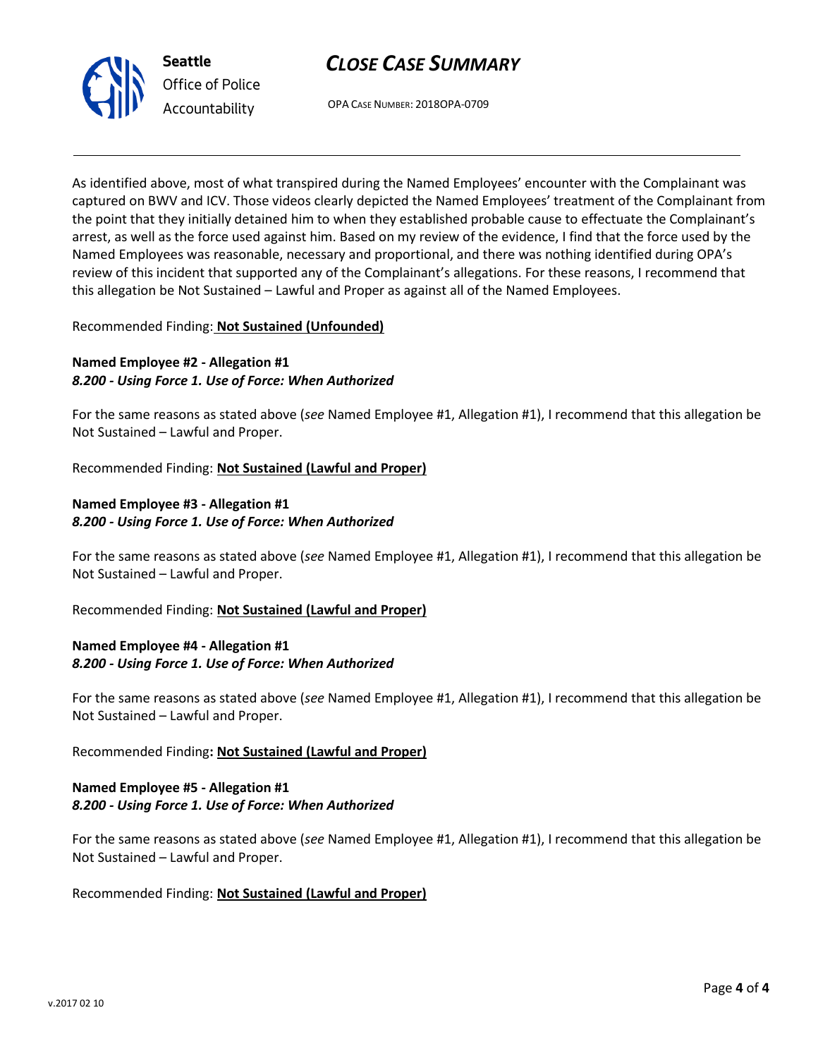As identified above, most of what transpired during the Named Employees' encounter with the Complainant was captured on BWV and ICV. Those videos clearly depicted the Named Employees' treatment of the Complainant from the point that they initially detained him to when they established probable cause to effectuate the Complainant's arrest, as well as the force used against him. Based on my review of the evidence, I find that the force used by the Named Employees was reasonable, necessary and proportional, and there was nothing identified during OPA's review of this incident that supported any of the Complainant's allegations. For these reasons, I recommend that this allegation be Not Sustained – Lawful and Proper as against all of the Named Employees.

Recommended Finding: **Not Sustained (Unfounded)**

**Named Employee #2 - Allegation #1**
***8.200 - Using Force 1. Use of Force: When Authorized***

For the same reasons as stated above (*see* Named Employee #1, Allegation #1), I recommend that this allegation be Not Sustained – Lawful and Proper.

Recommended Finding: **Not Sustained (Lawful and Proper)**

**Named Employee #3 - Allegation #1**
***8.200 - Using Force 1. Use of Force: When Authorized***

For the same reasons as stated above (*see* Named Employee #1, Allegation #1), I recommend that this allegation be Not Sustained – Lawful and Proper.

Recommended Finding: **Not Sustained (Lawful and Proper)**

**Named Employee #4 - Allegation #1**
***8.200 - Using Force 1. Use of Force: When Authorized***

For the same reasons as stated above (*see* Named Employee #1, Allegation #1), I recommend that this allegation be Not Sustained – Lawful and Proper.

Recommended Finding**: Not Sustained (Lawful and Proper)**

**Named Employee #5 - Allegation #1**
***8.200 - Using Force 1. Use of Force: When Authorized***

For the same reasons as stated above (*see* Named Employee #1, Allegation #1), I recommend that this allegation be Not Sustained – Lawful and Proper.

Recommended Finding: **Not Sustained (Lawful and Proper)**